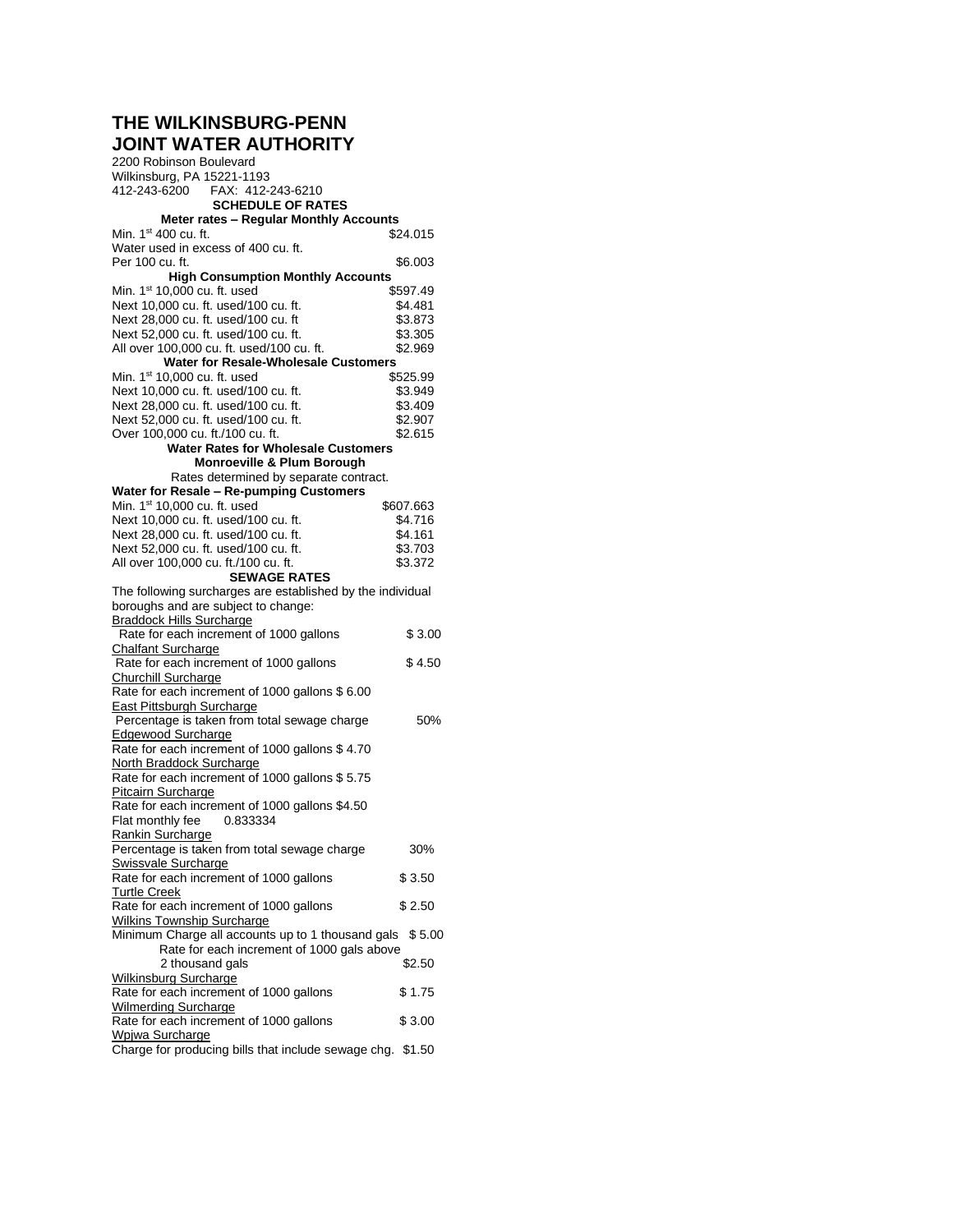# THE WILKINSBURG-PENN JOINT WATER AUTHORITY

2200 Robinson Boulevard
Wilkinsburg, PA 15221-1193
412-243-6200 FAX: 412-243-6210

## SCHEDULE OF RATES

### Meter rates – Regular Monthly Accounts

| | |
|---|---|
| Min. 1st 400 cu. ft. | \$24.015 |
| Water used in excess of 400 cu. ft. Per 100 cu. ft. | \$6.003 |

### High Consumption Monthly Accounts

| | |
|---|---|
| Min. 1st 10,000 cu. ft. used | \$597.49 |
| Next 10,000 cu. ft. used/100 cu. ft. | \$4.481 |
| Next 28,000 cu. ft. used/100 cu. ft | \$3.873 |
| Next 52,000 cu. ft. used/100 cu. ft. | \$3.305 |
| All over 100,000 cu. ft. used/100 cu. ft. | \$2.969 |

### Water for Resale-Wholesale Customers

| | |
|---|---|
| Min. 1st 10,000 cu. ft. used | \$525.99 |
| Next 10,000 cu. ft. used/100 cu. ft. | \$3.949 |
| Next 28,000 cu. ft. used/100 cu. ft. | \$3.409 |
| Next 52,000 cu. ft. used/100 cu. ft. | \$2.907 |
| Over 100,000 cu. ft./100 cu. ft. | \$2.615 |

### Water Rates for Wholesale Customers
### Monroeville & Plum Borough

Rates determined by separate contract.

### Water for Resale – Re-pumping Customers

| | |
|---|---|
| Min. 1st 10,000 cu. ft. used | \$607.663 |
| Next 10,000 cu. ft. used/100 cu. ft. | \$4.716 |
| Next 28,000 cu. ft. used/100 cu. ft. | \$4.161 |
| Next 52,000 cu. ft. used/100 cu. ft. | \$3.703 |
| All over 100,000 cu. ft./100 cu. ft. | \$3.372 |

## SEWAGE RATES

The following surcharges are established by the individual boroughs and are subject to change:

<u>Braddock Hills Surcharge</u>
Rate for each increment of 1000 gallons \$ 3.00

<u>Chalfant Surcharge</u>
Rate for each increment of 1000 gallons \$ 4.50

<u>Churchill Surcharge</u>
Rate for each increment of 1000 gallons \$ 6.00

<u>East Pittsburgh Surcharge</u>
Percentage is taken from total sewage charge 50%

<u>Edgewood Surcharge</u>
Rate for each increment of 1000 gallons \$ 4.70

<u>North Braddock Surcharge</u>
Rate for each increment of 1000 gallons \$ 5.75

<u>Pitcairn Surcharge</u>
Rate for each increment of 1000 gallons \$4.50
Flat monthly fee 0.833334

<u>Rankin Surcharge</u>
Percentage is taken from total sewage charge 30%

<u>Swissvale Surcharge</u>
Rate for each increment of 1000 gallons \$ 3.50

<u>Turtle Creek</u>
Rate for each increment of 1000 gallons \$ 2.50

<u>Wilkins Township Surcharge</u>
Minimum Charge all accounts up to 1 thousand gals \$ 5.00
Rate for each increment of 1000 gals above 2 thousand gals \$2.50

<u>Wilkinsburg Surcharge</u>
Rate for each increment of 1000 gallons \$ 1.75

<u>Wilmerding Surcharge</u>
Rate for each increment of 1000 gallons \$ 3.00

<u>Wpjwa Surcharge</u>
Charge for producing bills that include sewage chg. \$1.50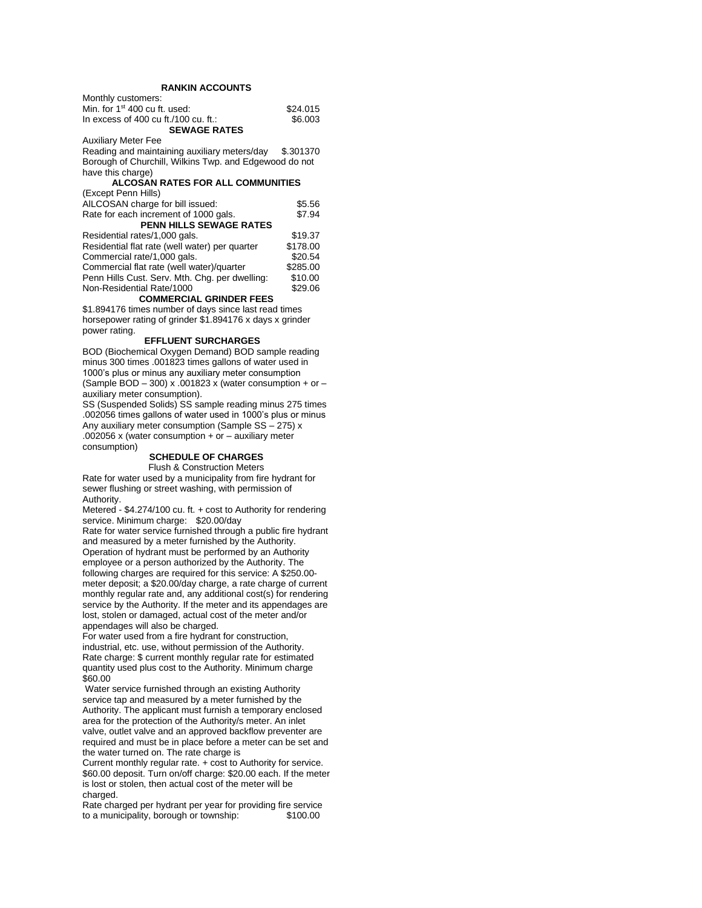### RANKIN ACCOUNTS

Monthly customers:

| | |
|---|---|
| Min. for 1st 400 cu ft. used: | \$24.015 |
| In excess of 400 cu ft./100 cu. ft.: | \$6.003 |

### SEWAGE RATES

Auxiliary Meter Fee

Reading and maintaining auxiliary meters/day \$.301370

Borough of Churchill, Wilkins Twp. and Edgewood do not have this charge)

### ALCOSAN RATES FOR ALL COMMUNITIES

(Except Penn Hills)

| | |
|---|---|
| AILCOSAN charge for bill issued: | \$5.56 |
| Rate for each increment of 1000 gals. | \$7.94 |

### PENN HILLS SEWAGE RATES

| | |
|---|---|
| Residential rates/1,000 gals. | \$19.37 |
| Residential flat rate (well water) per quarter | \$178.00 |
| Commercial rate/1,000 gals. | \$20.54 |
| Commercial flat rate (well water)/quarter | \$285.00 |
| Penn Hills Cust. Serv. Mth. Chg. per dwelling: | \$10.00 |
| Non-Residential Rate/1000 | \$29.06 |

### COMMERCIAL GRINDER FEES

\$1.894176 times number of days since last read times horsepower rating of grinder \$1.894176 x days x grinder power rating.

### EFFLUENT SURCHARGES

BOD (Biochemical Oxygen Demand) BOD sample reading minus 300 times .001823 times gallons of water used in 1000's plus or minus any auxiliary meter consumption (Sample BOD – 300) x .001823 x (water consumption + or – auxiliary meter consumption).

SS (Suspended Solids) SS sample reading minus 275 times .002056 times gallons of water used in 1000's plus or minus Any auxiliary meter consumption (Sample SS – 275) x .002056 x (water consumption + or – auxiliary meter consumption)

### SCHEDULE OF CHARGES

Flush & Construction Meters

Rate for water used by a municipality from fire hydrant for sewer flushing or street washing, with permission of Authority.

Metered - \$4.274/100 cu. ft. + cost to Authority for rendering service. Minimum charge: \$20.00/day

Rate for water service furnished through a public fire hydrant and measured by a meter furnished by the Authority. Operation of hydrant must be performed by an Authority employee or a person authorized by the Authority. The following charges are required for this service: A \$250.00-meter deposit; a \$20.00/day charge, a rate charge of current monthly regular rate and, any additional cost(s) for rendering service by the Authority. If the meter and its appendages are lost, stolen or damaged, actual cost of the meter and/or appendages will also be charged.

For water used from a fire hydrant for construction, industrial, etc. use, without permission of the Authority. Rate charge: \$ current monthly regular rate for estimated quantity used plus cost to the Authority. Minimum charge \$60.00

Water service furnished through an existing Authority service tap and measured by a meter furnished by the Authority. The applicant must furnish a temporary enclosed area for the protection of the Authority/s meter. An inlet valve, outlet valve and an approved backflow preventer are required and must be in place before a meter can be set and the water turned on. The rate charge is

Current monthly regular rate. + cost to Authority for service. \$60.00 deposit. Turn on/off charge: \$20.00 each. If the meter is lost or stolen, then actual cost of the meter will be charged.

Rate charged per hydrant per year for providing fire service to a municipality, borough or township: \$100.00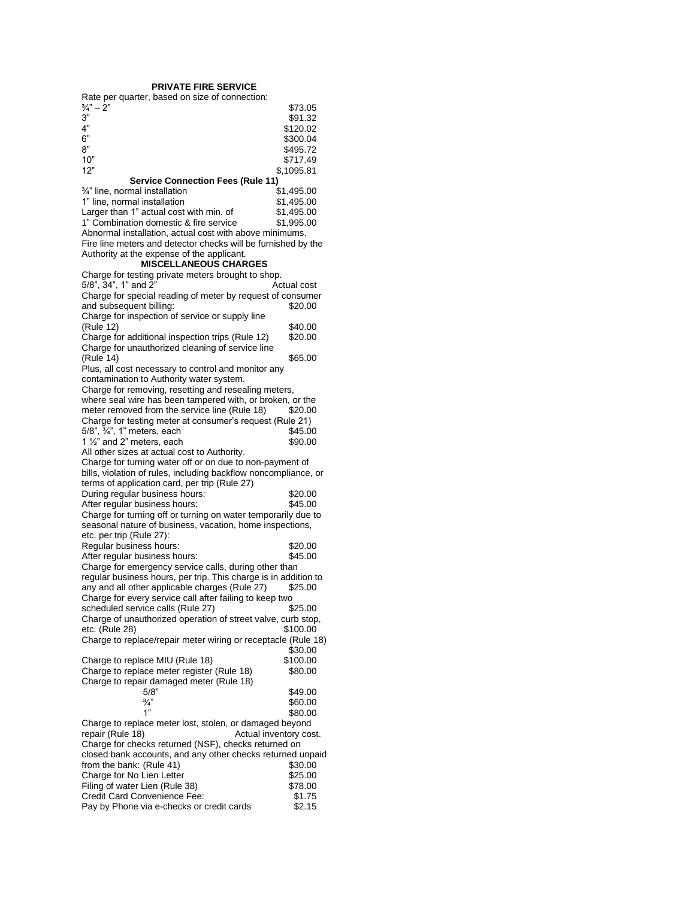### PRIVATE FIRE SERVICE

Rate per quarter, based on size of connection:

| Size | Rate |
|---|---|
| ¾" – 2" | $73.05 |
| 3" | $91.32 |
| 4" | $120.02 |
| 6" | $300.04 |
| 8" | $495.72 |
| 10" | $717.49 |
| 12" | $,1095.81 |

### Service Connection Fees (Rule 11)

| | |
|---|---|
| ¾" line, normal installation | $1,495.00 |
| 1" line, normal installation | $1,495.00 |
| Larger than 1" actual cost with min. of | $1,495.00 |
| 1" Combination domestic & fire service | $1,995.00 |

Abnormal installation, actual cost with above minimums.

Fire line meters and detector checks will be furnished by the Authority at the expense of the applicant.

### MISCELLANEOUS CHARGES

Charge for testing private meters brought to shop.
5/8", 34", 1" and 2" — Actual cost

Charge for special reading of meter by request of consumer and subsequent billing: — $20.00

Charge for inspection of service or supply line (Rule 12) — $40.00

Charge for additional inspection trips (Rule 12) — $20.00

Charge for unauthorized cleaning of service line (Rule 14) — $65.00

Plus, all cost necessary to control and monitor any contamination to Authority water system.

Charge for removing, resetting and resealing meters, where seal wire has been tampered with, or broken, or the meter removed from the service line (Rule 18) — $20.00

Charge for testing meter at consumer's request (Rule 21)

| | |
|---|---|
| 5/8", ¾", 1" meters, each | $45.00 |
| 1 ½" and 2" meters, each | $90.00 |

All other sizes at actual cost to Authority.

Charge for turning water off or on due to non-payment of bills, violation of rules, including backflow noncompliance, or terms of application card, per trip (Rule 27)

| | |
|---|---|
| During regular business hours: | $20.00 |
| After regular business hours: | $45.00 |

Charge for turning off or turning on water temporarily due to seasonal nature of business, vacation, home inspections, etc. per trip (Rule 27):

| | |
|---|---|
| Regular business hours: | $20.00 |
| After regular business hours: | $45.00 |

Charge for emergency service calls, during other than regular business hours, per trip. This charge is in addition to any and all other applicable charges (Rule 27) — $25.00

Charge for every service call after failing to keep two scheduled service calls (Rule 27) — $25.00

Charge of unauthorized operation of street valve, curb stop, etc. (Rule 28) — $100.00

Charge to replace/repair meter wiring or receptacle (Rule 18) — $30.00

Charge to replace MIU (Rule 18) — $100.00

Charge to replace meter register (Rule 18) — $80.00

Charge to repair damaged meter (Rule 18)

| | |
|---|---|
| 5/8" | $49.00 |
| ¾" | $60.00 |
| 1" | $80.00 |

Charge to replace meter lost, stolen, or damaged beyond repair (Rule 18) — Actual inventory cost.

Charge for checks returned (NSF), checks returned on closed bank accounts, and any other checks returned unpaid from the bank: (Rule 41) — $30.00

| | |
|---|---|
| Charge for No Lien Letter | $25.00 |
| Filing of water Lien (Rule 38) | $78.00 |
| Credit Card Convenience Fee: | $1.75 |
| Pay by Phone via e-checks or credit cards | $2.15 |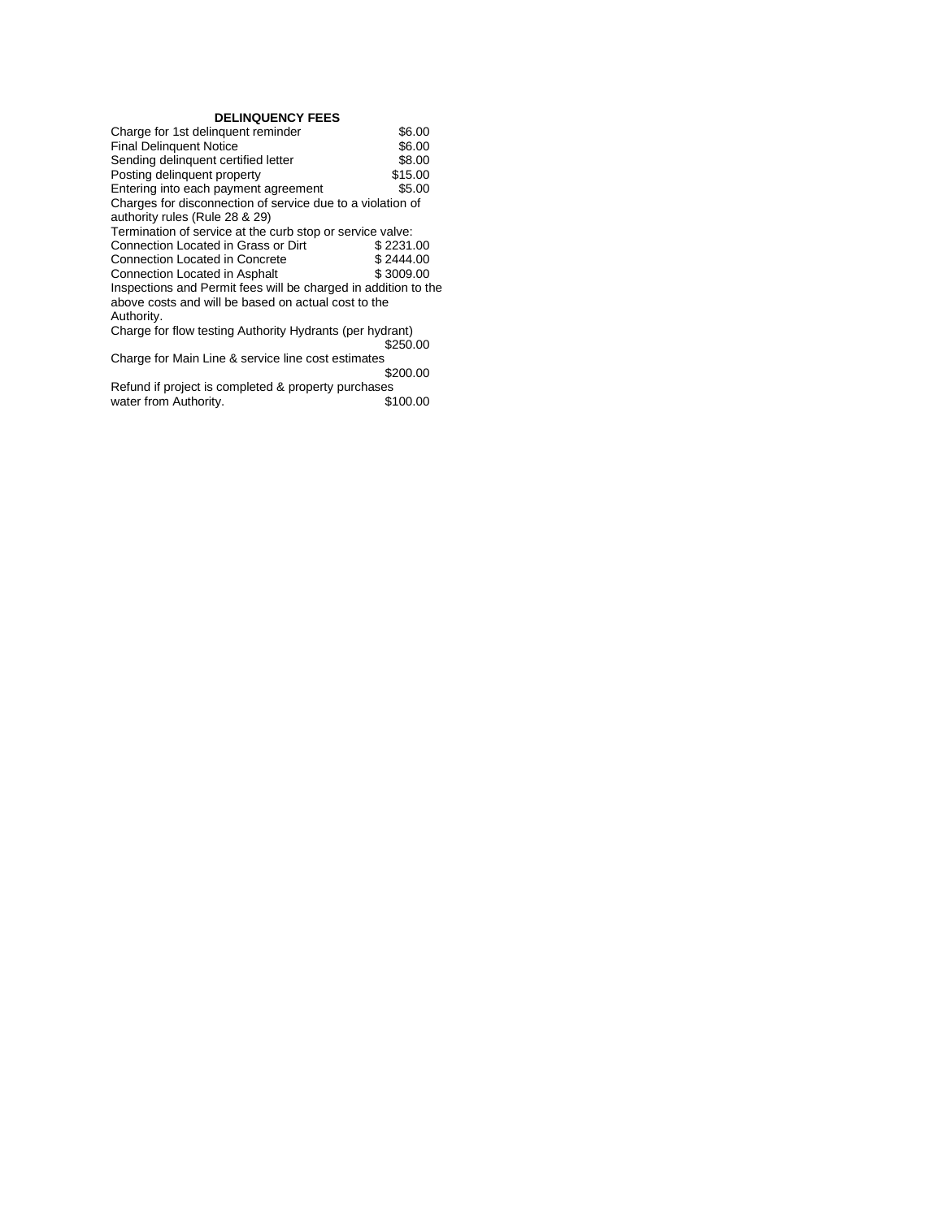**DELINQUENCY FEES**

| | |
|---|---|
| Charge for 1st delinquent reminder | $6.00 |
| Final Delinquent Notice | $6.00 |
| Sending delinquent certified letter | $8.00 |
| Posting delinquent property | $15.00 |
| Entering into each payment agreement | $5.00 |

Charges for disconnection of service due to a violation of authority rules (Rule 28 & 29)

Termination of service at the curb stop or service valve:

| | |
|---|---|
| Connection Located in Grass or Dirt | $ 2231.00 |
| Connection Located in Concrete | $ 2444.00 |
| Connection Located in Asphalt | $ 3009.00 |

Inspections and Permit fees will be charged in addition to the above costs and will be based on actual cost to the Authority.

| | |
|---|---|
| Charge for flow testing Authority Hydrants (per hydrant) | $250.00 |
| Charge for Main Line & service line cost estimates | $200.00 |
| Refund if project is completed & property purchases water from Authority. | $100.00 |